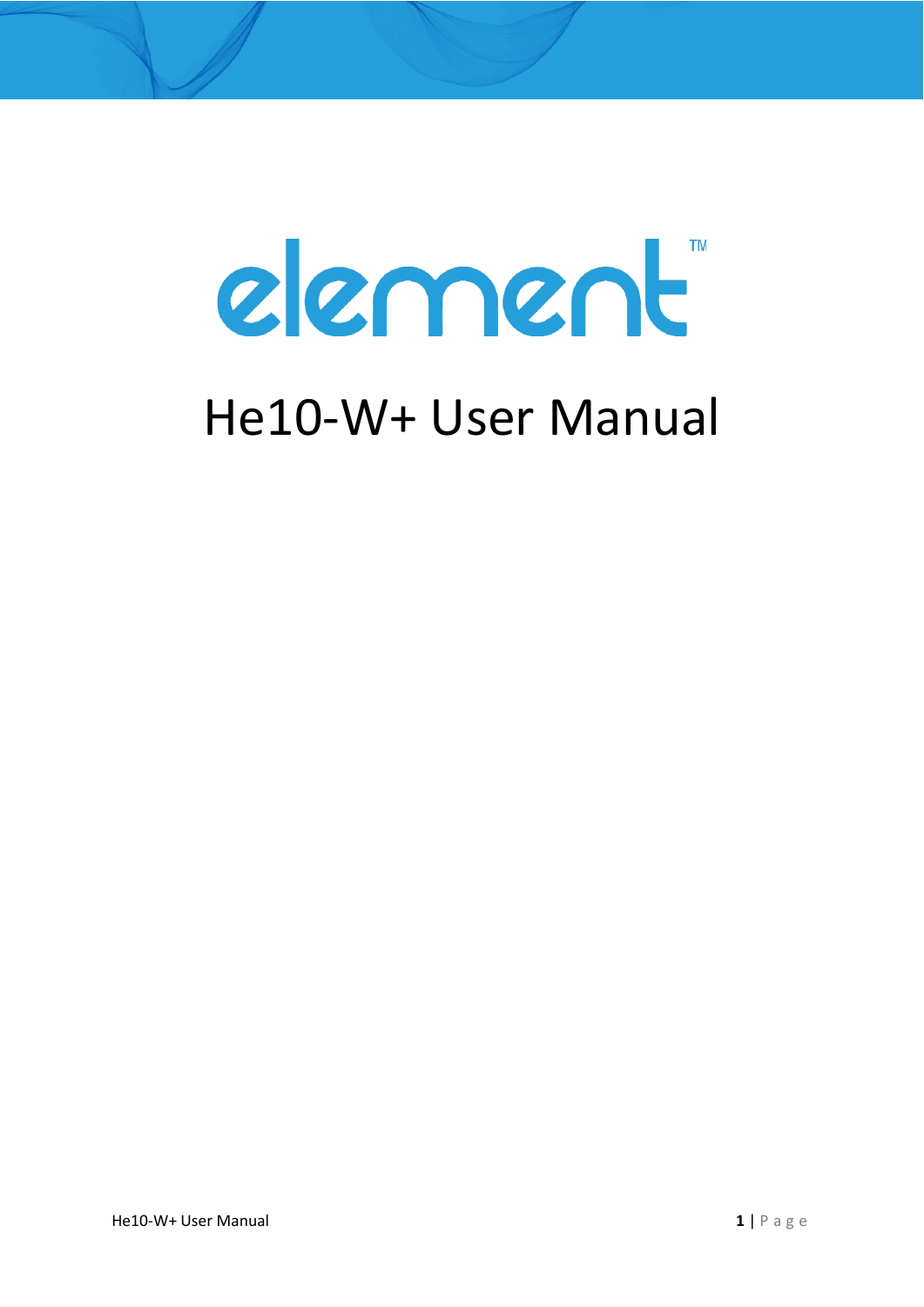element™

# He10-W+ User Manual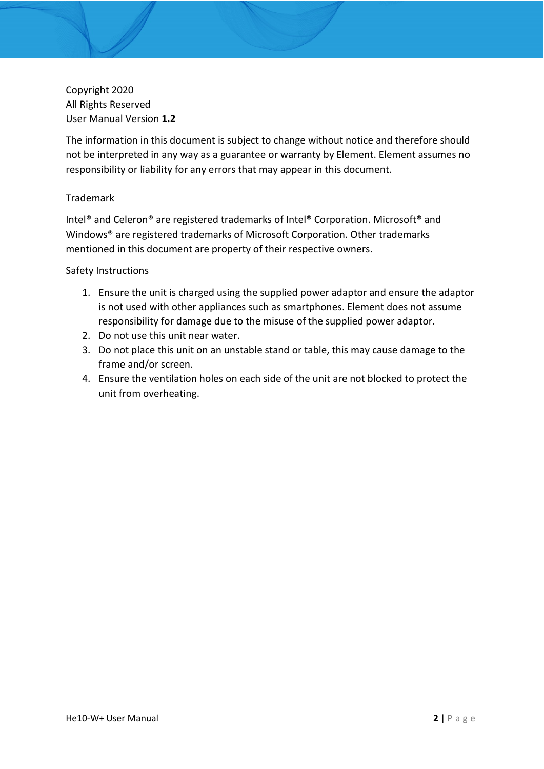Copyright 2020
All Rights Reserved
User Manual Version **1.2**

The information in this document is subject to change without notice and therefore should not be interpreted in any way as a guarantee or warranty by Element. Element assumes no responsibility or liability for any errors that may appear in this document.

Trademark

Intel® and Celeron® are registered trademarks of Intel® Corporation. Microsoft® and Windows® are registered trademarks of Microsoft Corporation. Other trademarks mentioned in this document are property of their respective owners.

Safety Instructions

1. Ensure the unit is charged using the supplied power adaptor and ensure the adaptor is not used with other appliances such as smartphones. Element does not assume responsibility for damage due to the misuse of the supplied power adaptor.
2. Do not use this unit near water.
3. Do not place this unit on an unstable stand or table, this may cause damage to the frame and/or screen.
4. Ensure the ventilation holes on each side of the unit are not blocked to protect the unit from overheating.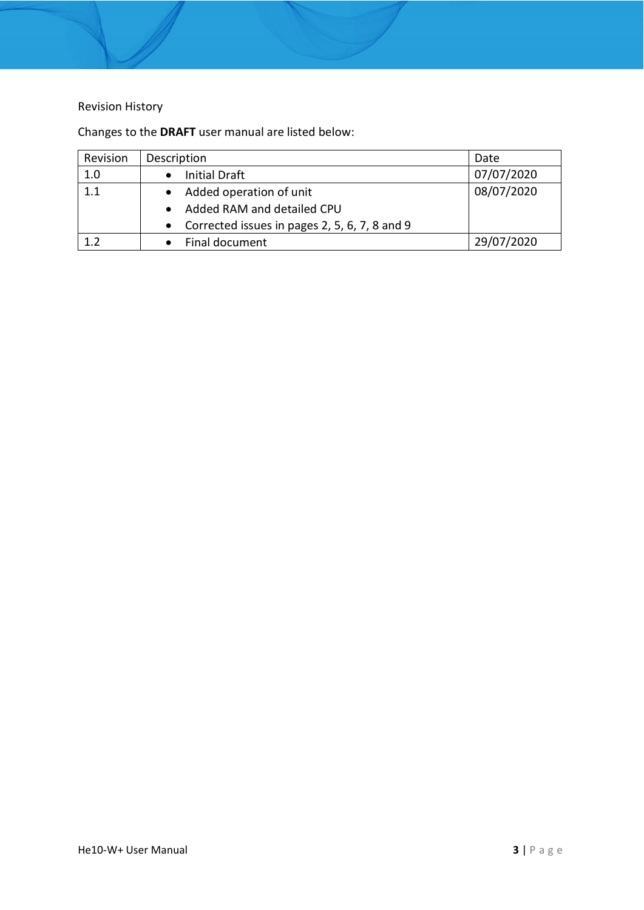Revision History

Changes to the **DRAFT** user manual are listed below:

| Revision | Description | Date |
|---|---|---|
| 1.0 | • Initial Draft | 07/07/2020 |
| 1.1 | • Added operation of unit<br>• Added RAM and detailed CPU<br>• Corrected issues in pages 2, 5, 6, 7, 8 and 9 | 08/07/2020 |
| 1.2 | • Final document | 29/07/2020 |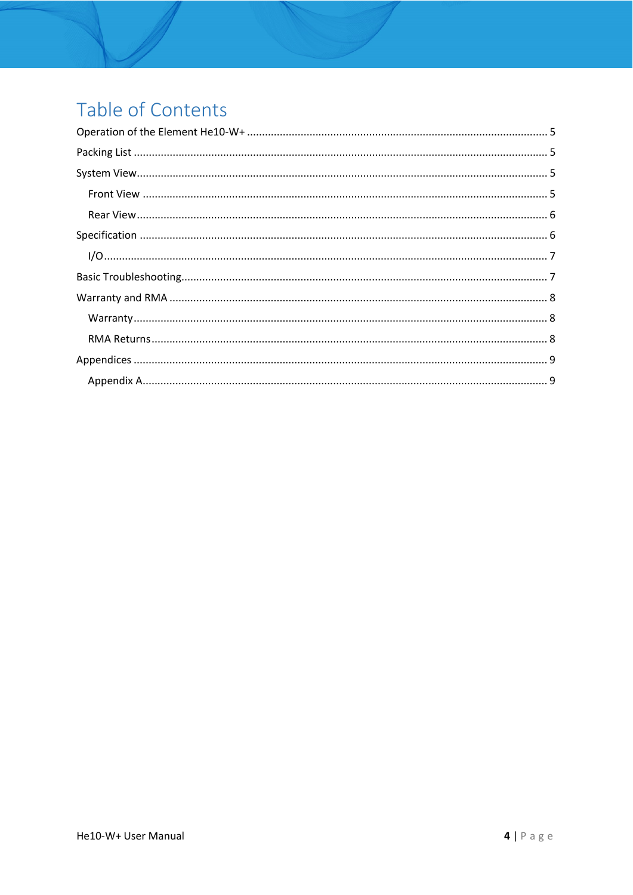# Table of Contents

Operation of the Element He10-W+ .................................................................................................. 5

Packing List ........................................................................................................................................ 5

System View........................................................................................................................................ 5

  Front View ..................................................................................................................................... 5

  Rear View....................................................................................................................................... 6

Specification ....................................................................................................................................... 6

  I/O.................................................................................................................................................. 7

Basic Troubleshooting......................................................................................................................... 7

Warranty and RMA ............................................................................................................................. 8

  Warranty........................................................................................................................................ 8

  RMA Returns.................................................................................................................................. 8

Appendices ......................................................................................................................................... 9

  Appendix A..................................................................................................................................... 9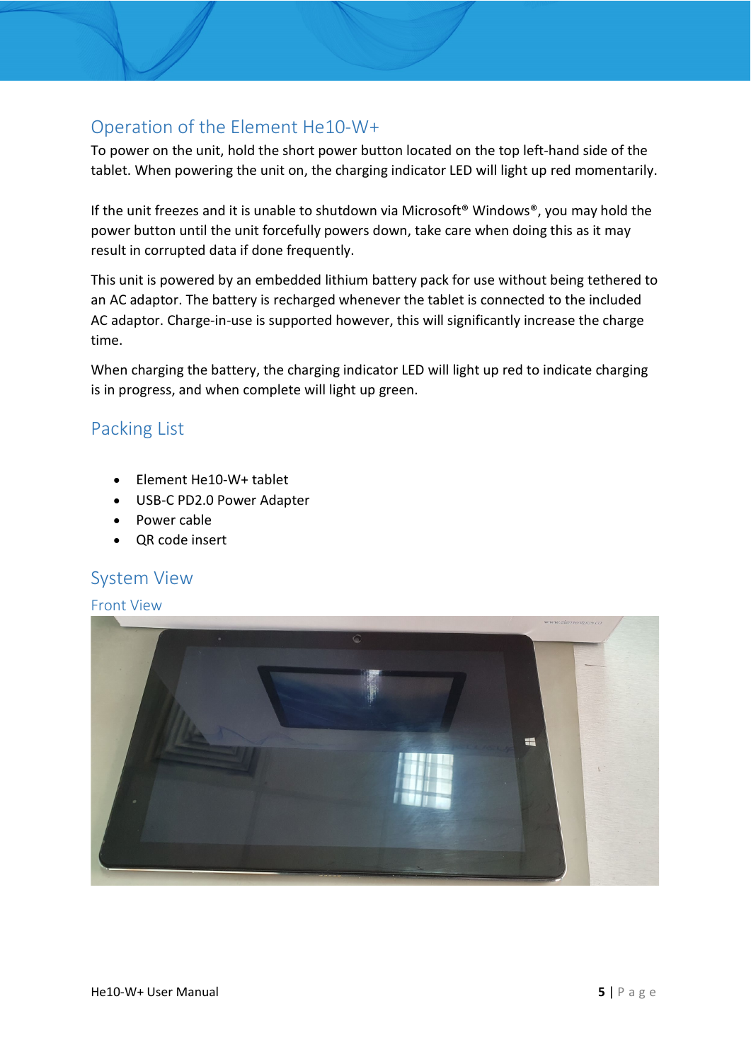## Operation of the Element He10-W+

To power on the unit, hold the short power button located on the top left-hand side of the tablet. When powering the unit on, the charging indicator LED will light up red momentarily.

If the unit freezes and it is unable to shutdown via Microsoft® Windows®, you may hold the power button until the unit forcefully powers down, take care when doing this as it may result in corrupted data if done frequently.

This unit is powered by an embedded lithium battery pack for use without being tethered to an AC adaptor. The battery is recharged whenever the tablet is connected to the included AC adaptor. Charge-in-use is supported however, this will significantly increase the charge time.

When charging the battery, the charging indicator LED will light up red to indicate charging is in progress, and when complete will light up green.

## Packing List

- Element He10-W+ tablet
- USB-C PD2.0 Power Adapter
- Power cable
- QR code insert

## System View

### Front View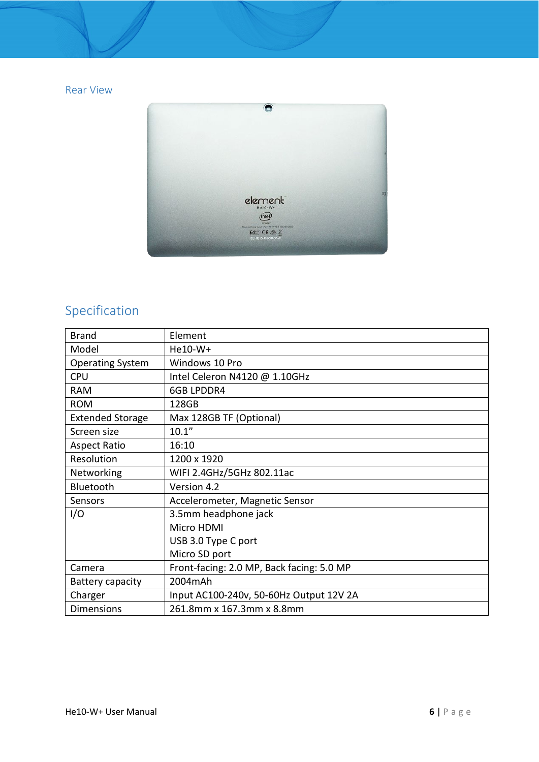## Rear View

## Specification

| Brand | Element |
|---|---|
| Model | He10-W+ |
| Operating System | Windows 10 Pro |
| CPU | Intel Celeron N4120 @ 1.10GHz |
| RAM | 6GB LPDDR4 |
| ROM | 128GB |
| Extended Storage | Max 128GB TF (Optional) |
| Screen size | 10.1" |
| Aspect Ratio | 16:10 |
| Resolution | 1200 x 1920 |
| Networking | WIFI 2.4GHz/5GHz 802.11ac |
| Bluetooth | Version 4.2 |
| Sensors | Accelerometer, Magnetic Sensor |
| I/O | 3.5mm headphone jack<br>Micro HDMI<br>USB 3.0 Type C port<br>Micro SD port |
| Camera | Front-facing: 2.0 MP, Back facing: 5.0 MP |
| Battery capacity | 2004mAh |
| Charger | Input AC100-240v, 50-60Hz Output 12V 2A |
| Dimensions | 261.8mm x 167.3mm x 8.8mm |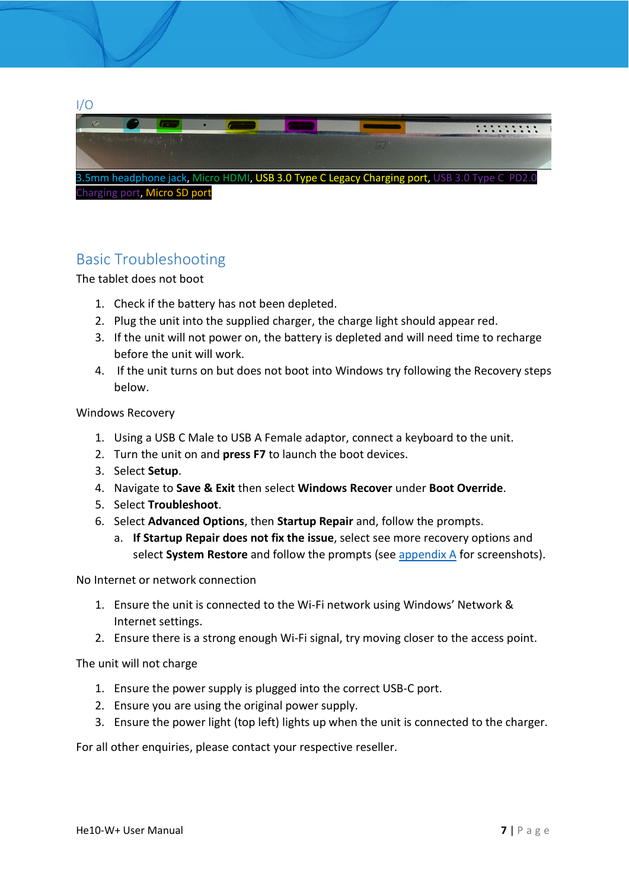## I/O

3.5mm headphone jack, Micro HDMI, USB 3.0 Type C Legacy Charging port, USB 3.0 Type C PD2.0 Charging port, Micro SD port

## Basic Troubleshooting

The tablet does not boot

1. Check if the battery has not been depleted.
2. Plug the unit into the supplied charger, the charge light should appear red.
3. If the unit will not power on, the battery is depleted and will need time to recharge before the unit will work.
4. If the unit turns on but does not boot into Windows try following the Recovery steps below.

Windows Recovery

1. Using a USB C Male to USB A Female adaptor, connect a keyboard to the unit.
2. Turn the unit on and **press F7** to launch the boot devices.
3. Select **Setup**.
4. Navigate to **Save & Exit** then select **Windows Recover** under **Boot Override**.
5. Select **Troubleshoot**.
6. Select **Advanced Options**, then **Startup Repair** and, follow the prompts.
   a. **If Startup Repair does not fix the issue**, select see more recovery options and select **System Restore** and follow the prompts (see appendix A for screenshots).

No Internet or network connection

1. Ensure the unit is connected to the Wi-Fi network using Windows' Network & Internet settings.
2. Ensure there is a strong enough Wi-Fi signal, try moving closer to the access point.

The unit will not charge

1. Ensure the power supply is plugged into the correct USB-C port.
2. Ensure you are using the original power supply.
3. Ensure the power light (top left) lights up when the unit is connected to the charger.

For all other enquiries, please contact your respective reseller.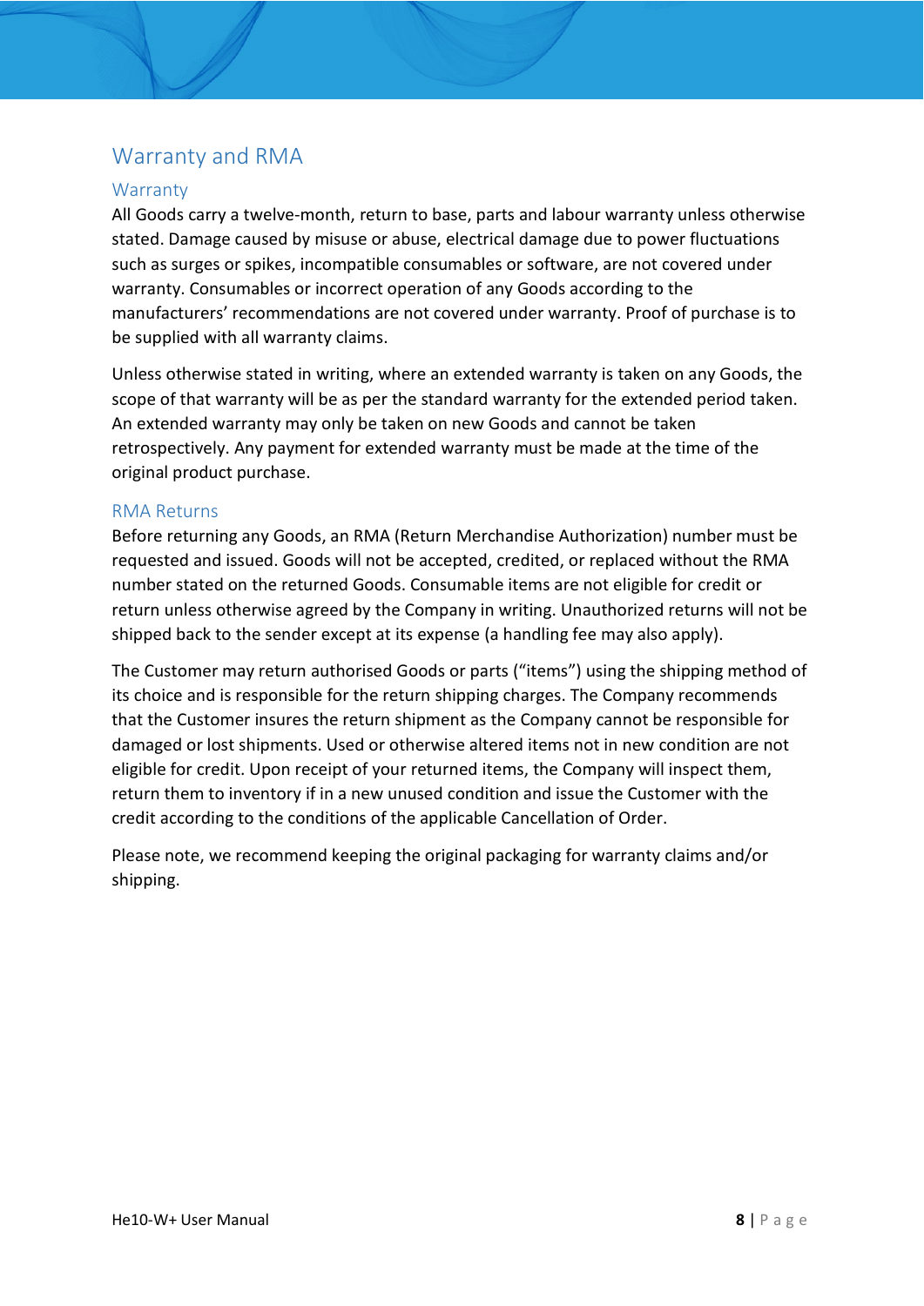## Warranty and RMA

### Warranty

All Goods carry a twelve-month, return to base, parts and labour warranty unless otherwise stated. Damage caused by misuse or abuse, electrical damage due to power fluctuations such as surges or spikes, incompatible consumables or software, are not covered under warranty. Consumables or incorrect operation of any Goods according to the manufacturers' recommendations are not covered under warranty. Proof of purchase is to be supplied with all warranty claims.

Unless otherwise stated in writing, where an extended warranty is taken on any Goods, the scope of that warranty will be as per the standard warranty for the extended period taken. An extended warranty may only be taken on new Goods and cannot be taken retrospectively. Any payment for extended warranty must be made at the time of the original product purchase.

### RMA Returns

Before returning any Goods, an RMA (Return Merchandise Authorization) number must be requested and issued. Goods will not be accepted, credited, or replaced without the RMA number stated on the returned Goods. Consumable items are not eligible for credit or return unless otherwise agreed by the Company in writing. Unauthorized returns will not be shipped back to the sender except at its expense (a handling fee may also apply).

The Customer may return authorised Goods or parts ("items") using the shipping method of its choice and is responsible for the return shipping charges. The Company recommends that the Customer insures the return shipment as the Company cannot be responsible for damaged or lost shipments. Used or otherwise altered items not in new condition are not eligible for credit. Upon receipt of your returned items, the Company will inspect them, return them to inventory if in a new unused condition and issue the Customer with the credit according to the conditions of the applicable Cancellation of Order.

Please note, we recommend keeping the original packaging for warranty claims and/or shipping.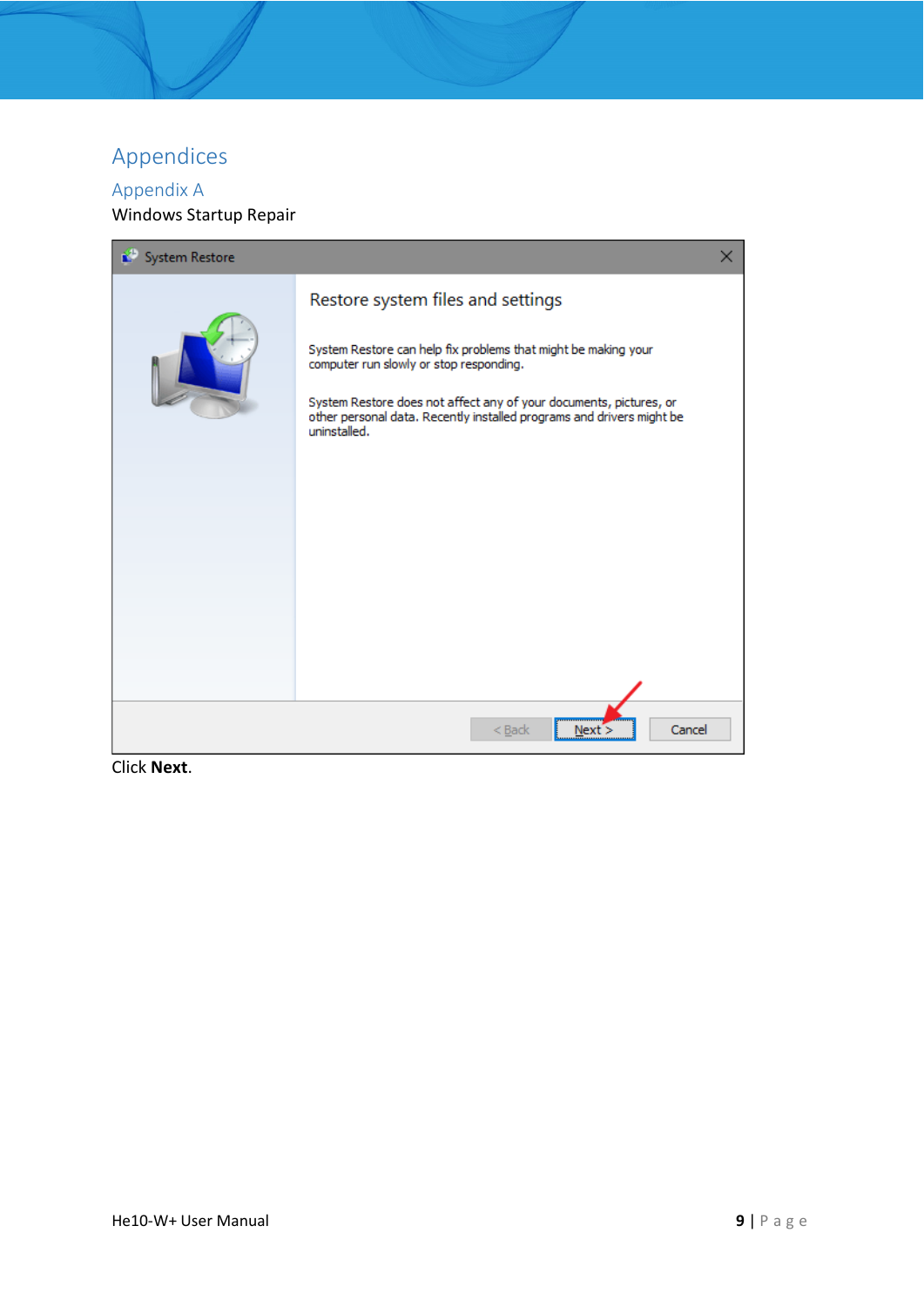# Appendices

## Appendix A

Windows Startup Repair

Click **Next**.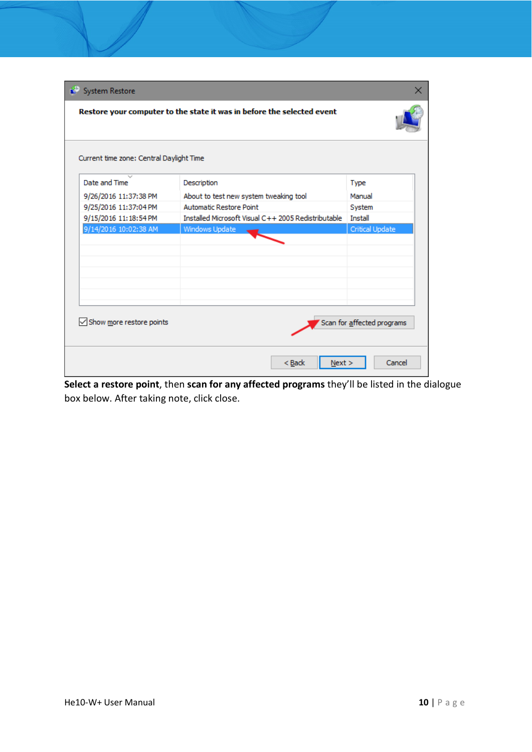**Select a restore point**, then **scan for any affected programs** they'll be listed in the dialogue box below. After taking note, click close.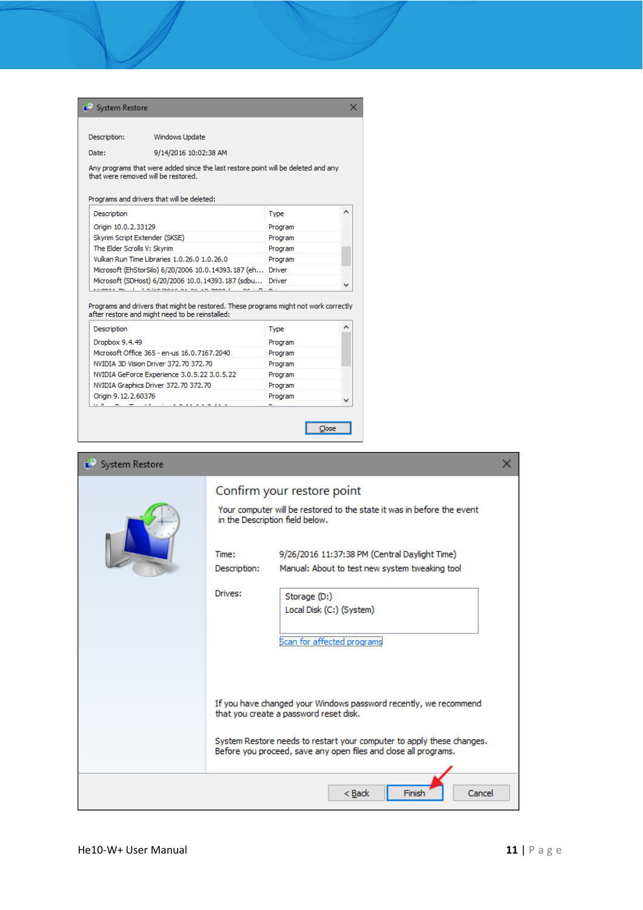**System Restore**

Description: Windows Update

Date: 9/14/2016 10:02:38 AM

Any programs that were added since the last restore point will be deleted and any that were removed will be restored.

Programs and drivers that will be deleted:

| Description | Type |
| --- | --- |
| Origin 10.0.2.33129 | Program |
| Skyrim Script Extender (SKSE) | Program |
| The Elder Scrolls V: Skyrim | Program |
| Vulkan Run Time Libraries 1.0.26.0 1.0.26.0 | Program |
| Microsoft (EhStorSilo) 6/20/2006 10.0.14393.187 (eh... | Driver |
| Microsoft (SDHost) 6/20/2006 10.0.14393.187 (sdbu... | Driver |

Programs and drivers that might be restored. These programs might not work correctly after restore and might need to be reinstalled:

| Description | Type |
| --- | --- |
| Dropbox 9.4.49 | Program |
| Microsoft Office 365 - en-us 16.0.7167.2040 | Program |
| NVIDIA 3D Vision Driver 372.70 372.70 | Program |
| NVIDIA GeForce Experience 3.0.5.22 3.0.5.22 | Program |
| NVIDIA Graphics Driver 372.70 372.70 | Program |
| Origin 9.12.2.60376 | Program |

Close

**System Restore**

## Confirm your restore point

Your computer will be restored to the state it was in before the event in the Description field below.

Time: 9/26/2016 11:37:38 PM (Central Daylight Time)

Description: Manual: About to test new system tweaking tool

Drives:

Storage (D:)
Local Disk (C:) (System)

Scan for affected programs

If you have changed your Windows password recently, we recommend that you create a password reset disk.

System Restore needs to restart your computer to apply these changes. Before you proceed, save any open files and close all programs.

< Back | Finish | Cancel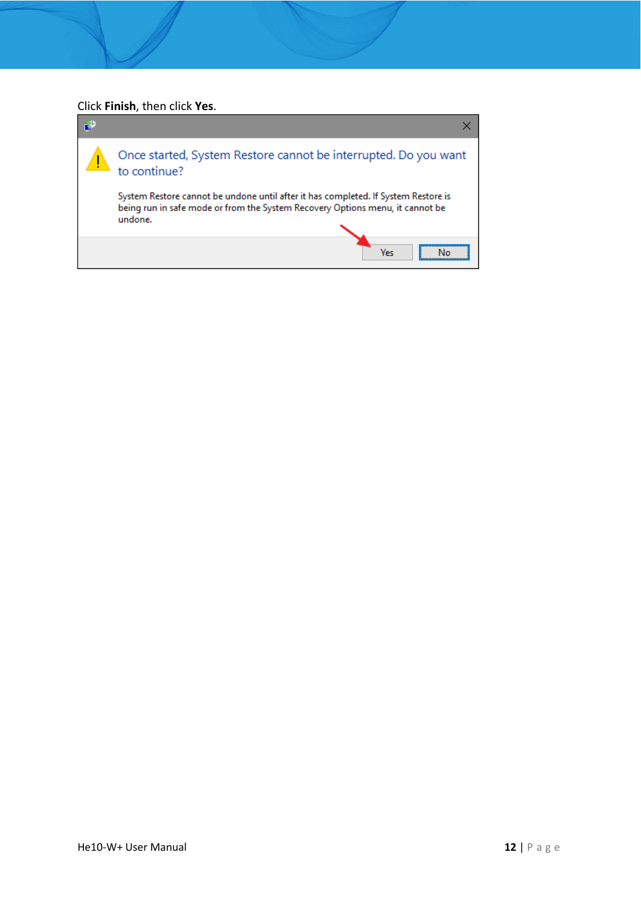Click **Finish**, then click **Yes**.

Once started, System Restore cannot be interrupted. Do you want to continue?

System Restore cannot be undone until after it has completed. If System Restore is being run in safe mode or from the System Recovery Options menu, it cannot be undone.

Yes No